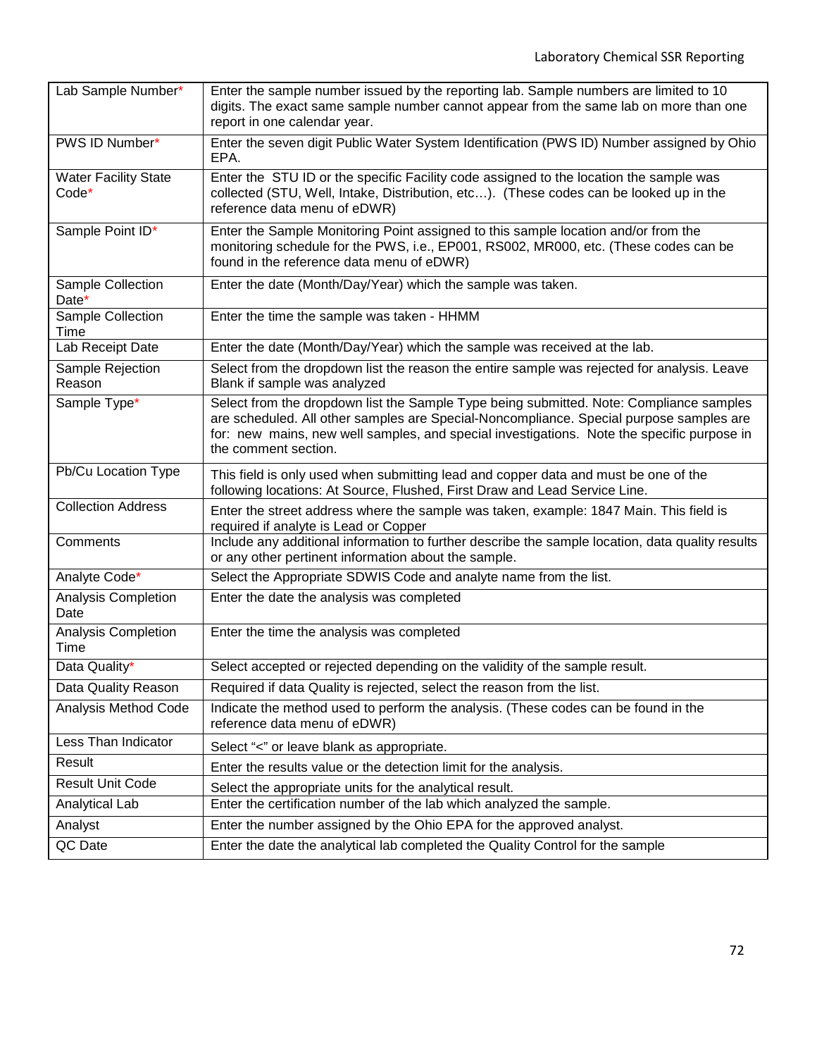| Field | Description |
|---|---|
| Lab Sample Number* | Enter the sample number issued by the reporting lab. Sample numbers are limited to 10 digits. The exact same sample number cannot appear from the same lab on more than one report in one calendar year. |
| PWS ID Number* | Enter the seven digit Public Water System Identification (PWS ID) Number assigned by Ohio EPA. |
| Water Facility State Code* | Enter the STU ID or the specific Facility code assigned to the location the sample was collected (STU, Well, Intake, Distribution, etc…). (These codes can be looked up in the reference data menu of eDWR) |
| Sample Point ID* | Enter the Sample Monitoring Point assigned to this sample location and/or from the monitoring schedule for the PWS, i.e., EP001, RS002, MR000, etc. (These codes can be found in the reference data menu of eDWR) |
| Sample Collection Date* | Enter the date (Month/Day/Year) which the sample was taken. |
| Sample Collection Time | Enter the time the sample was taken - HHMM |
| Lab Receipt Date | Enter the date (Month/Day/Year) which the sample was received at the lab. |
| Sample Rejection Reason | Select from the dropdown list the reason the entire sample was rejected for analysis. Leave Blank if sample was analyzed |
| Sample Type* | Select from the dropdown list the Sample Type being submitted. Note: Compliance samples are scheduled. All other samples are Special-Noncompliance. Special purpose samples are for: new mains, new well samples, and special investigations. Note the specific purpose in the comment section. |
| Pb/Cu Location Type | This field is only used when submitting lead and copper data and must be one of the following locations: At Source, Flushed, First Draw and Lead Service Line. |
| Collection Address | Enter the street address where the sample was taken, example: 1847 Main. This field is required if analyte is Lead or Copper |
| Comments | Include any additional information to further describe the sample location, data quality results or any other pertinent information about the sample. |
| Analyte Code* | Select the Appropriate SDWIS Code and analyte name from the list. |
| Analysis Completion Date | Enter the date the analysis was completed |
| Analysis Completion Time | Enter the time the analysis was completed |
| Data Quality* | Select accepted or rejected depending on the validity of the sample result. |
| Data Quality Reason | Required if data Quality is rejected, select the reason from the list. |
| Analysis Method Code | Indicate the method used to perform the analysis. (These codes can be found in the reference data menu of eDWR) |
| Less Than Indicator | Select "<" or leave blank as appropriate. |
| Result | Enter the results value or the detection limit for the analysis. |
| Result Unit Code | Select the appropriate units for the analytical result. |
| Analytical Lab | Enter the certification number of the lab which analyzed the sample. |
| Analyst | Enter the number assigned by the Ohio EPA for the approved analyst. |
| QC Date | Enter the date the analytical lab completed the Quality Control for the sample |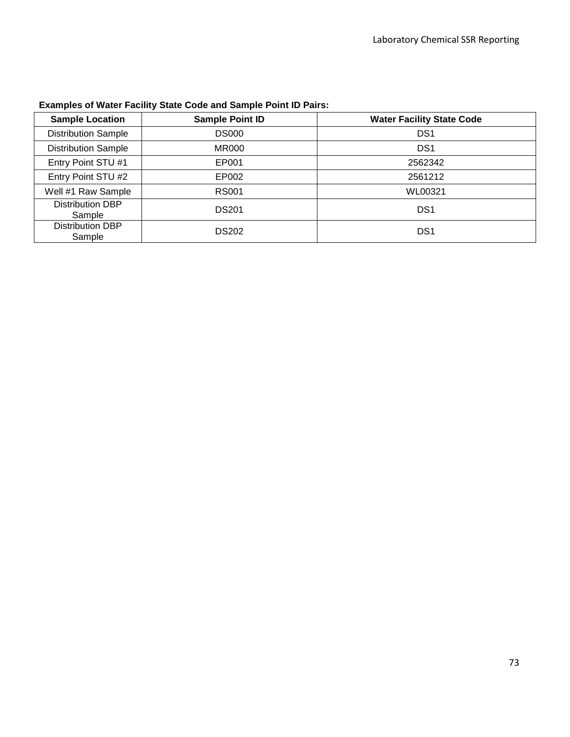**Examples of Water Facility State Code and Sample Point ID Pairs:**

| Sample Location | Sample Point ID | Water Facility State Code |
|---|---|---|
| Distribution Sample | DS000 | DS1 |
| Distribution Sample | MR000 | DS1 |
| Entry Point STU #1 | EP001 | 2562342 |
| Entry Point STU #2 | EP002 | 2561212 |
| Well #1 Raw Sample | RS001 | WL00321 |
| Distribution DBP Sample | DS201 | DS1 |
| Distribution DBP Sample | DS202 | DS1 |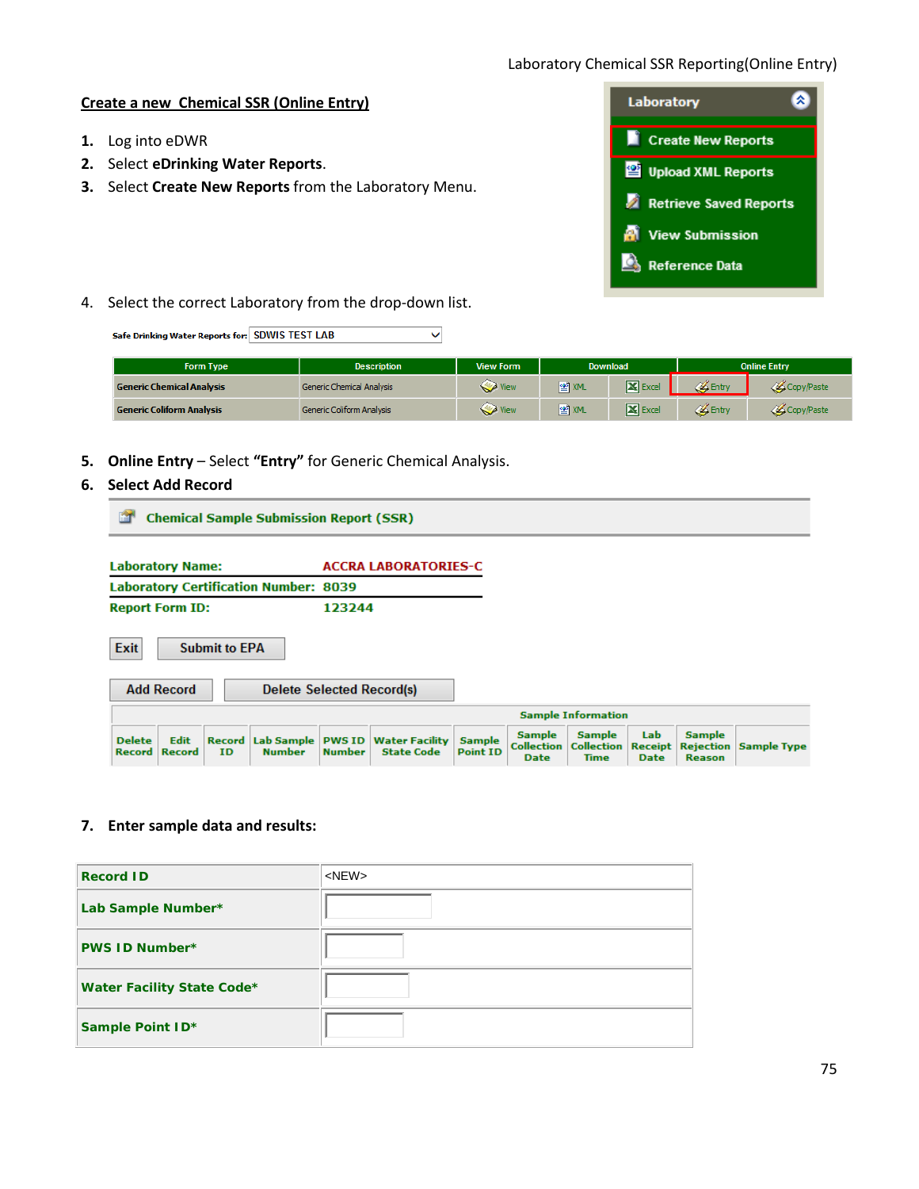## Create a new Chemical SSR (Online Entry)

1. Log into eDWR
2. Select **eDrinking Water Reports**.
3. Select **Create New Reports** from the Laboratory Menu.

Laboratory
- Create New Reports
- Upload XML Reports
- Retrieve Saved Reports
- View Submission
- Reference Data

4. Select the correct Laboratory from the drop-down list.

Safe Drinking Water Reports for: SDWIS TEST LAB

| Form Type | Description | View Form | Download | | Online Entry | |
|---|---|---|---|---|---|---|
| Generic Chemical Analysis | Generic Chemical Analysis | View | XML | Excel | Entry | Copy/Paste |
| Generic Coliform Analysis | Generic Coliform Analysis | View | XML | Excel | Entry | Copy/Paste |

5. **Online Entry** – Select **"Entry"** for Generic Chemical Analysis.
6. **Select Add Record**

**Chemical Sample Submission Report (SSR)**

**Laboratory Name:** ACCRA LABORATORIES-C
**Laboratory Certification Number:** 8039
**Report Form ID:** 123244

Exit | Submit to EPA

Add Record | Delete Selected Record(s)

| Delete Record | Edit Record | Record ID | Lab Sample Number | PWS ID Number | Water Facility State Code | Sample Point ID | Sample Information | | | | |
|---|---|---|---|---|---|---|---|---|---|---|---|
| | | | | | | | Sample Collection Date | Sample Collection Time | Lab Receipt Date | Sample Rejection Reason | Sample Type |

7. **Enter sample data and results:**

| Record ID | <NEW> |
|---|---|
| Lab Sample Number* | |
| PWS ID Number* | |
| Water Facility State Code* | |
| Sample Point ID* | |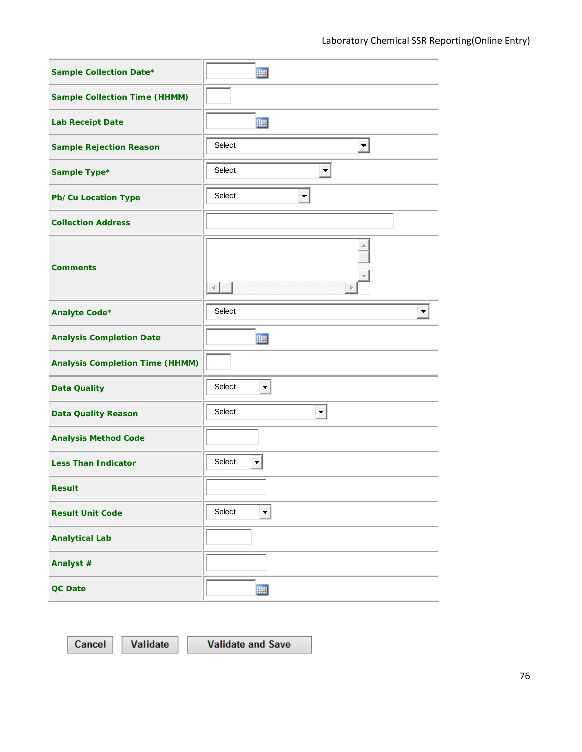| Field | Input |
| --- | --- |
| **Sample Collection Date*** | |
| **Sample Collection Time (HHMM)** | |
| **Lab Receipt Date** | |
| **Sample Rejection Reason** | Select |
| **Sample Type*** | Select |
| **Pb/ Cu Location Type** | Select |
| **Collection Address** | |
| **Comments** | |
| **Analyte Code*** | Select |
| **Analysis Completion Date** | |
| **Analysis Completion Time (HHMM)** | |
| **Data Quality** | Select |
| **Data Quality Reason** | Select |
| **Analysis Method Code** | |
| **Less Than Indicator** | Select |
| **Result** | |
| **Result Unit Code** | Select |
| **Analytical Lab** | |
| **Analyst #** | |
| **QC Date** | |

Cancel | Validate | Validate and Save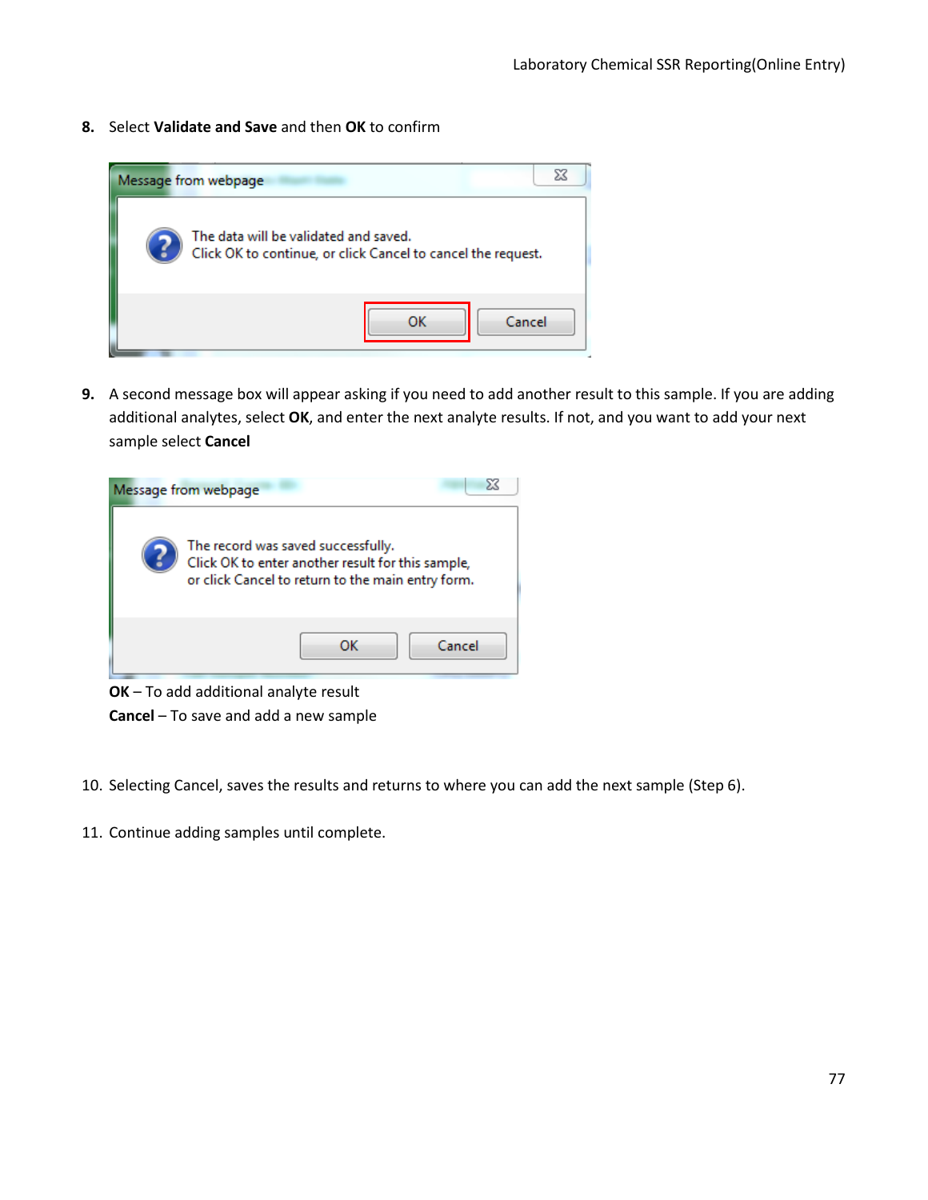8. Select **Validate and Save** and then **OK** to confirm

9. A second message box will appear asking if you need to add another result to this sample. If you are adding additional analytes, select **OK**, and enter the next analyte results. If not, and you want to add your next sample select **Cancel**

**OK** – To add additional analyte result
**Cancel** – To save and add a new sample

10. Selecting Cancel, saves the results and returns to where you can add the next sample (Step 6).

11. Continue adding samples until complete.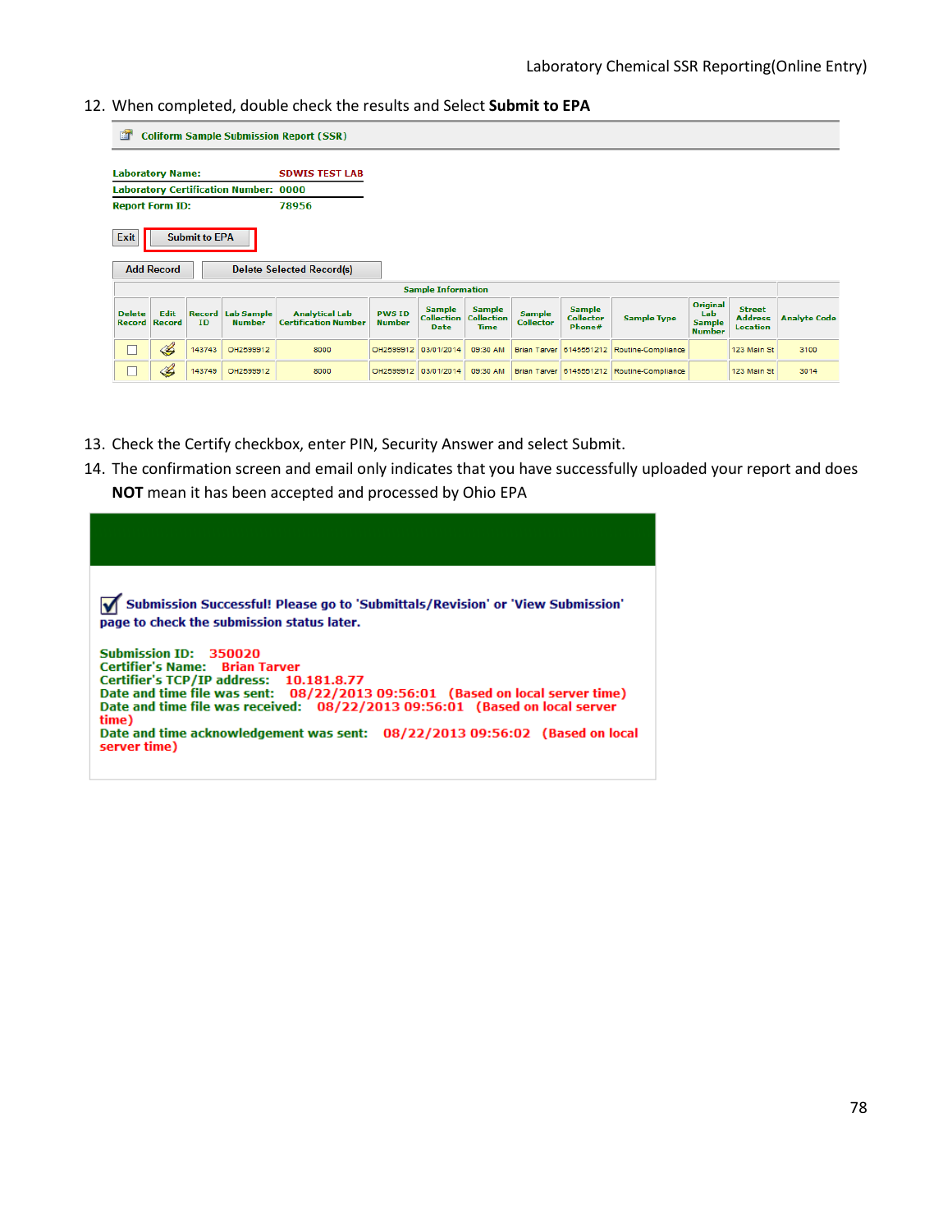12. When completed, double check the results and Select **Submit to EPA**

**Coliform Sample Submission Report (SSR)**

**Laboratory Name:** SDWIS TEST LAB
**Laboratory Certification Number:** 0000
**Report Form ID:** 78956

Exit | Submit to EPA

Add Record | Delete Selected Record(s)

| Sample Information | | | | | | | | | | | | | | |
|---|---|---|---|---|---|---|---|---|---|---|---|---|---|---|
| Delete Record | Edit Record | Record ID | Lab Sample Number | Analytical Lab Certification Number | PWS ID Number | Sample Collection Date | Sample Collection Time | Sample Collector | Sample Collector Phone# | Sample Type | Original Lab Sample Number | Street Address Location | Analyte Code |
| ☐ | | 143743 | OH2599912 | 8000 | OH2599912 | 03/01/2014 | 09:30 AM | Brian Tarver | 6145551212 | Routine-Compliance | | 123 Main St | 3100 |
| ☐ | | 143749 | OH2599912 | 8000 | OH2599912 | 03/01/2014 | 09:30 AM | Brian Tarver | 6145551212 | Routine-Compliance | | 123 Main St | 3014 |

13. Check the Certify checkbox, enter PIN, Security Answer and select Submit.
14. The confirmation screen and email only indicates that you have successfully uploaded your report and does **NOT** mean it has been accepted and processed by Ohio EPA

**Submission Successful! Please go to 'Submittals/Revision' or 'View Submission' page to check the submission status later.**

**Submission ID:** 350020
**Certifier's Name:** Brian Tarver
**Certifier's TCP/IP address:** 10.181.8.77
**Date and time file was sent:** 08/22/2013 09:56:01 (Based on local server time)
**Date and time file was received:** 08/22/2013 09:56:01 (Based on local server time)
**Date and time acknowledgement was sent:** 08/22/2013 09:56:02 (Based on local server time)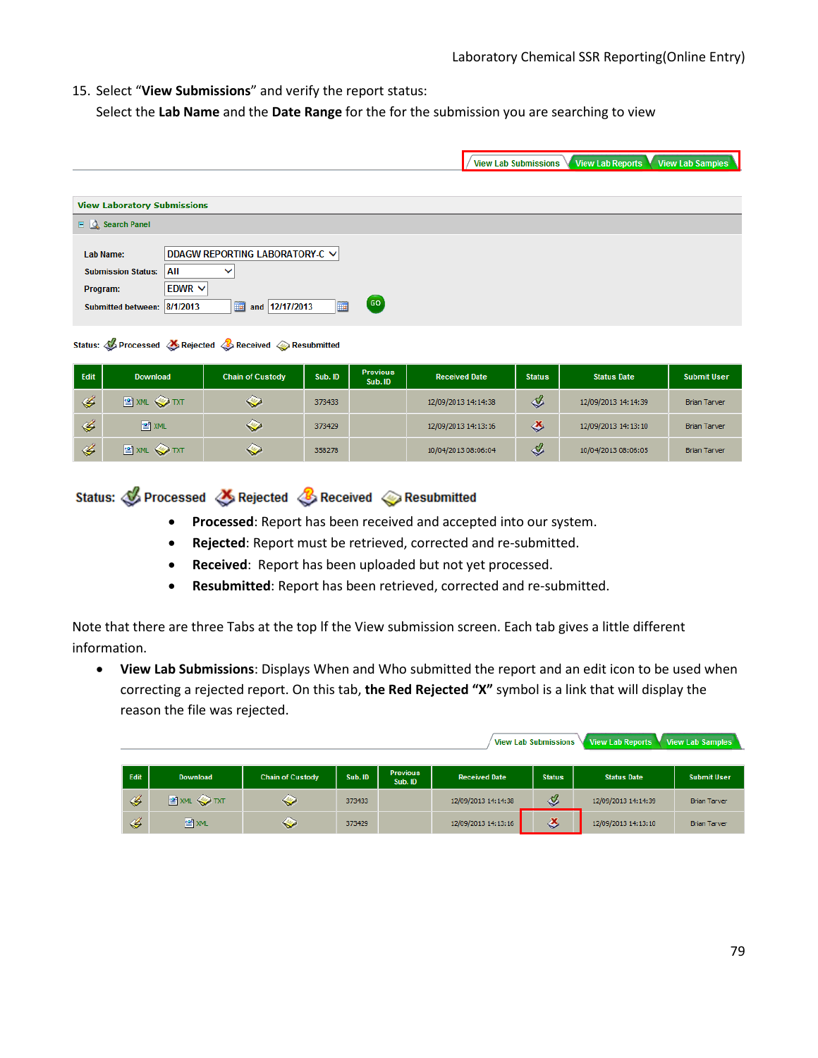15. Select "**View Submissions**" and verify the report status:

    Select the **Lab Name** and the **Date Range** for the for the submission you are searching to view

View Lab Submissions | View Lab Reports | View Lab Samples

**View Laboratory Submissions**

Search Panel

Lab Name: DDAGW REPORTING LABORATORY-C

Submission Status: All

Program: EDWR

Submitted between: 8/1/2013 and 12/17/2013 GO

Status: Processed Rejected Received Resubmitted

| Edit | Download | Chain of Custody | Sub. ID | Previous Sub. ID | Received Date | Status | Status Date | Submit User |
|---|---|---|---|---|---|---|---|---|
| | XML TXT | | 373433 | | 12/09/2013 14:14:38 | | 12/09/2013 14:14:39 | Brian Tarver |
| | XML | | 373429 | | 12/09/2013 14:13:16 | | 12/09/2013 14:13:10 | Brian Tarver |
| | XML TXT | | 358278 | | 10/04/2013 08:06:04 | | 10/04/2013 08:06:05 | Brian Tarver |

**Status: Processed Rejected Received Resubmitted**

- **Processed**: Report has been received and accepted into our system.
- **Rejected**: Report must be retrieved, corrected and re-submitted.
- **Received**: Report has been uploaded but not yet processed.
- **Resubmitted**: Report has been retrieved, corrected and re-submitted.

Note that there are three Tabs at the top lf the View submission screen. Each tab gives a little different information.

- **View Lab Submissions**: Displays When and Who submitted the report and an edit icon to be used when correcting a rejected report. On this tab, **the Red Rejected "X"** symbol is a link that will display the reason the file was rejected.

View Lab Submissions | View Lab Reports | View Lab Samples

| Edit | Download | Chain of Custody | Sub. ID | Previous Sub. ID | Received Date | Status | Status Date | Submit User |
|---|---|---|---|---|---|---|---|---|
| | XML TXT | | 373433 | | 12/09/2013 14:14:38 | | 12/09/2013 14:14:39 | Brian Tarver |
| | XML | | 373429 | | 12/09/2013 14:13:16 | | 12/09/2013 14:13:10 | Brian Tarver |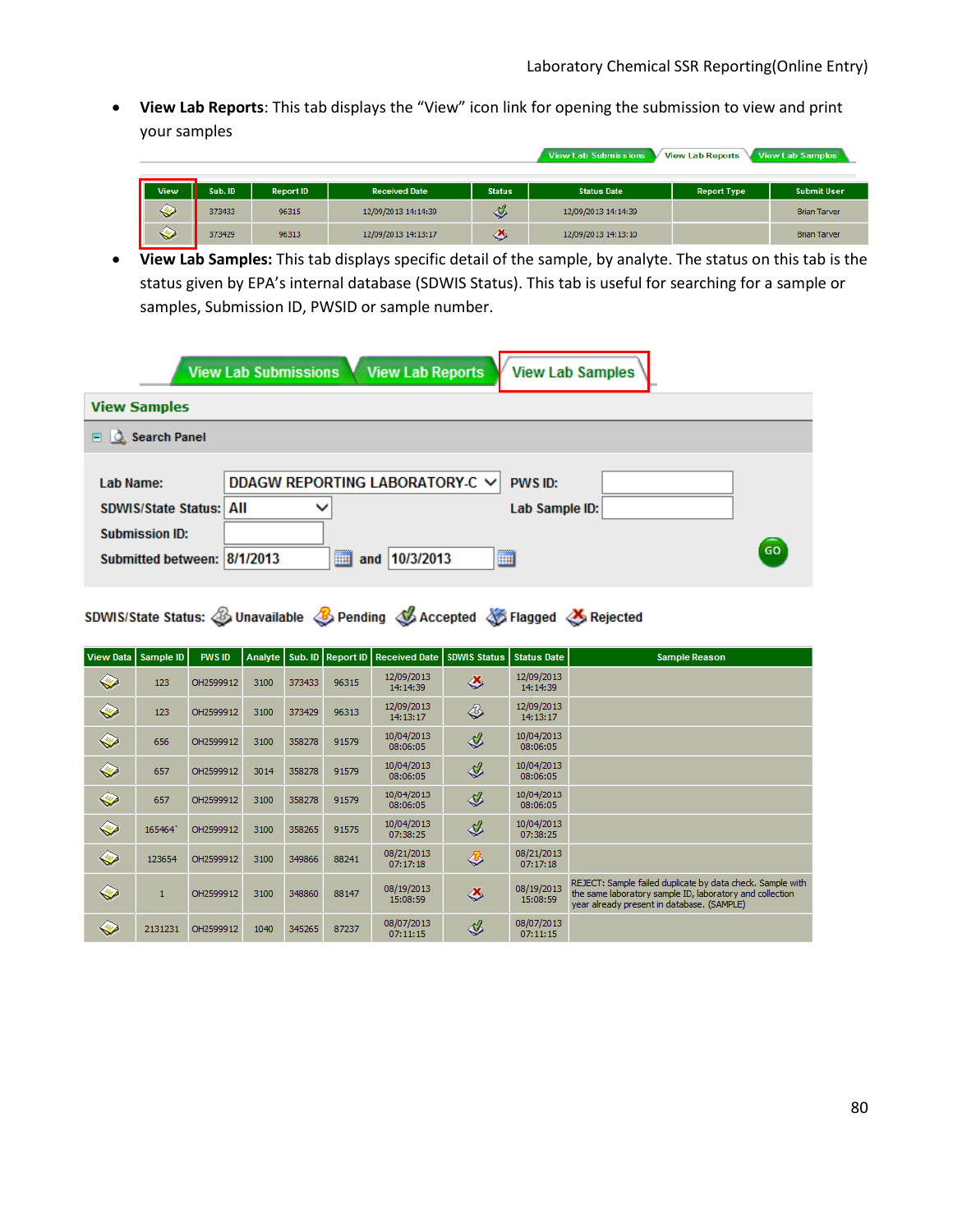- **View Lab Reports**: This tab displays the "View" icon link for opening the submission to view and print your samples

View Lab Submissions | View Lab Reports | View Lab Samples

| View | Sub. ID | Report ID | Received Date | Status | Status Date | Report Type | Submit User |
|---|---|---|---|---|---|---|---|
| | 373433 | 96315 | 12/09/2013 14:14:39 | | 12/09/2013 14:14:39 | | Brian Tarver |
| | 373429 | 96313 | 12/09/2013 14:13:17 | | 12/09/2013 14:13:10 | | Brian Tarver |

- **View Lab Samples:** This tab displays specific detail of the sample, by analyte. The status on this tab is the status given by EPA's internal database (SDWIS Status). This tab is useful for searching for a sample or samples, Submission ID, PWSID or sample number.

View Lab Submissions | View Lab Reports | View Lab Samples

**View Samples**

Search Panel

Lab Name: DDAGW REPORTING LABORATORY-C  PWS ID:
SDWIS/State Status: All  Lab Sample ID:
Submission ID:
Submitted between: 8/1/2013 and 10/3/2013  GO

SDWIS/State Status: Unavailable  Pending  Accepted  Flagged  Rejected

| View Data | Sample ID | PWS ID | Analyte | Sub. ID | Report ID | Received Date | SDWIS Status | Status Date | Sample Reason |
|---|---|---|---|---|---|---|---|---|---|
| | 123 | OH2599912 | 3100 | 373433 | 96315 | 12/09/2013 14:14:39 | | 12/09/2013 14:14:39 | |
| | 123 | OH2599912 | 3100 | 373429 | 96313 | 12/09/2013 14:13:17 | | 12/09/2013 14:13:17 | |
| | 656 | OH2599912 | 3100 | 358278 | 91579 | 10/04/2013 08:06:05 | | 10/04/2013 08:06:05 | |
| | 657 | OH2599912 | 3014 | 358278 | 91579 | 10/04/2013 08:06:05 | | 10/04/2013 08:06:05 | |
| | 657 | OH2599912 | 3100 | 358278 | 91579 | 10/04/2013 08:06:05 | | 10/04/2013 08:06:05 | |
| | 165464` | OH2599912 | 3100 | 358265 | 91575 | 10/04/2013 07:38:25 | | 10/04/2013 07:38:25 | |
| | 123654 | OH2599912 | 3100 | 349866 | 88241 | 08/21/2013 07:17:18 | | 08/21/2013 07:17:18 | |
| | 1 | OH2599912 | 3100 | 348860 | 88147 | 08/19/2013 15:08:59 | | 08/19/2013 15:08:59 | REJECT: Sample failed duplicate by data check. Sample with the same laboratory sample ID, laboratory and collection year already present in database. (SAMPLE) |
| | 2131231 | OH2599912 | 1040 | 345265 | 87237 | 08/07/2013 07:11:15 | | 08/07/2013 07:11:15 | |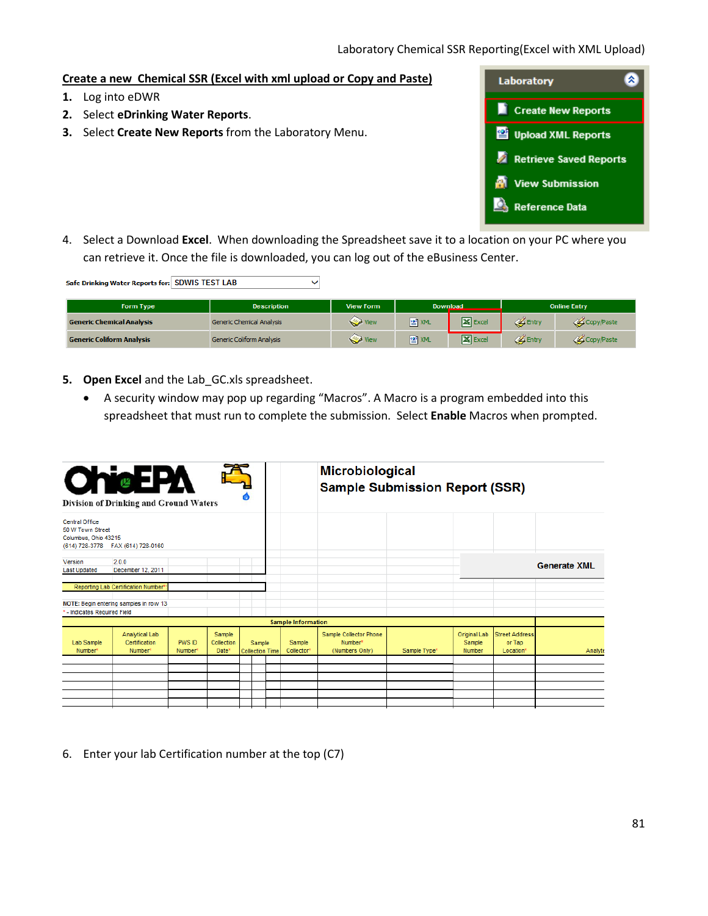## Create a new Chemical SSR (Excel with xml upload or Copy and Paste)

1. Log into eDWR
2. Select **eDrinking Water Reports**.
3. Select **Create New Reports** from the Laboratory Menu.

Laboratory

- Create New Reports
- Upload XML Reports
- Retrieve Saved Reports
- View Submission
- Reference Data

4. Select a Download **Excel**. When downloading the Spreadsheet save it to a location on your PC where you can retrieve it. Once the file is downloaded, you can log out of the eBusiness Center.

Safe Drinking Water Reports for: SDWIS TEST LAB

| Form Type | Description | View Form | Download | | Online Entry | |
|---|---|---|---|---|---|---|
| Generic Chemical Analysis | Generic Chemical Analysis | View | XML | Excel | Entry | Copy/Paste |
| Generic Coliform Analysis | Generic Coliform Analysis | View | XML | Excel | Entry | Copy/Paste |

5. **Open Excel** and the Lab_GC.xls spreadsheet.
   - A security window may pop up regarding "Macros". A Macro is a program embedded into this spreadsheet that must run to complete the submission. Select **Enable** Macros when prompted.

OhioEPA
Division of Drinking and Ground Waters

**Microbiological**
**Sample Submission Report (SSR)**

Central Office
50 W Town Street
Columbus, Ohio 43215
(614) 728-3778 FAX (614) 728-0160

Version 2.0.0
Last Updated December 12, 2011

Generate XML

Reporting Lab Certification Number*:

NOTE: Begin entering samples in row 13
* - Indicates Required Field

| Sample Information | | | | | | | | | | |
|---|---|---|---|---|---|---|---|---|---|---|
| Lab Sample Number* | Analytical Lab Certification Number* | PWS ID Number* | Sample Collection Date* | Sample Collection Time | Sample Collector* | Sample Collector Phone Number* (Numbers Only) | Sample Type* | Original Lab Sample Number | Street Address or Tap Location* | Analyte |

6. Enter your lab Certification number at the top (C7)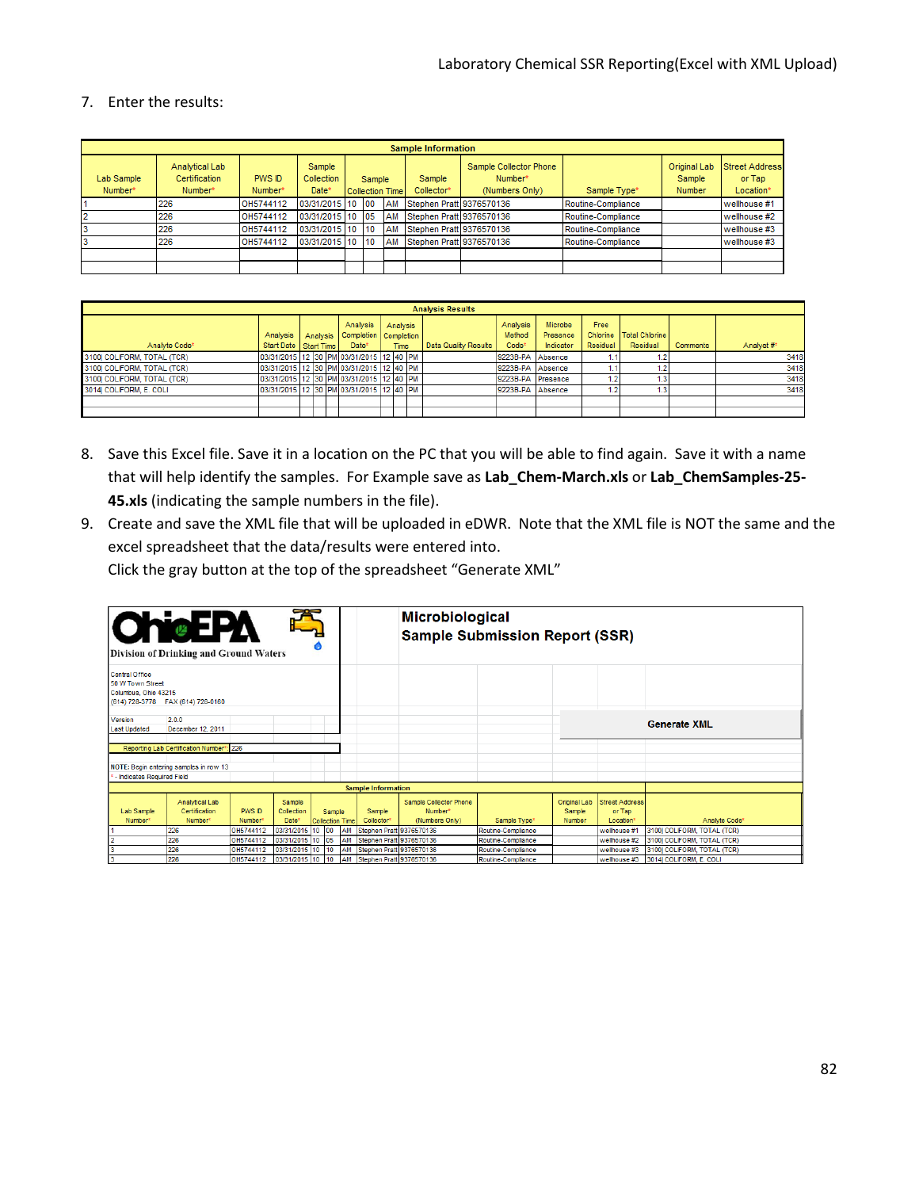7. Enter the results:

| Sample Information | | | | | | | | | | | |
|---|---|---|---|---|---|---|---|---|---|---|---|
| Lab Sample Number* | Analytical Lab Certification Number* | PWS ID Number* | Sample Collection Date* | Sample Collection Time | | | Sample Collector* | Sample Collector Phone Number* (Numbers Only) | Sample Type* | Original Lab Sample Number | Street Address or Tap Location* |
| 1 | 226 | OH5744112 | 03/31/2015 | 10 | 00 | AM | Stephen Pratt | 9376570136 | Routine-Compliance | | wellhouse #1 |
| 2 | 226 | OH5744112 | 03/31/2015 | 10 | 05 | AM | Stephen Pratt | 9376570136 | Routine-Compliance | | wellhouse #2 |
| 3 | 226 | OH5744112 | 03/31/2015 | 10 | 10 | AM | Stephen Pratt | 9376570136 | Routine-Compliance | | wellhouse #3 |
| 3 | 226 | OH5744112 | 03/31/2015 | 10 | 10 | AM | Stephen Pratt | 9376570136 | Routine-Compliance | | wellhouse #3 |

| Analysis Results | | | | | | | | | | | | | | | | |
|---|---|---|---|---|---|---|---|---|---|---|---|---|---|---|---|---|
| Analyte Code* | Analysis Start Date | Analysis Start Time | | | Analysis Completion Date* | Analysis Completion Time | | | Data Quality Results | Analysis Method Code* | Microbe Presence Indicator | Free Chlorine Residual | Total Chlorine Residual | Comments | Analyst #* |
| 3100\| COLIFORM, TOTAL (TCR) | 03/31/2015 | 12 | 30 | PM | 03/31/2015 | 12 | 40 | PM | | 9223B-PA | Absence | 1.1 | 1.2 | | 3418 |
| 3100\| COLIFORM, TOTAL (TCR) | 03/31/2015 | 12 | 30 | PM | 03/31/2015 | 12 | 40 | PM | | 9223B-PA | Absence | 1.1 | 1.2 | | 3418 |
| 3100\| COLIFORM, TOTAL (TCR) | 03/31/2015 | 12 | 30 | PM | 03/31/2015 | 12 | 40 | PM | | 9223B-PA | Presence | 1.2 | 1.3 | | 3418 |
| 3014\| COLIFORM, E. COLI | 03/31/2015 | 12 | 30 | PM | 03/31/2015 | 12 | 40 | PM | | 9223B-PA | Absence | 1.2 | 1.3 | | 3418 |

8. Save this Excel file. Save it in a location on the PC that you will be able to find again. Save it with a name that will help identify the samples. For Example save as **Lab_Chem-March.xls** or **Lab_ChemSamples-25-45.xls** (indicating the sample numbers in the file).
9. Create and save the XML file that will be uploaded in eDWR. Note that the XML file is NOT the same and the excel spreadsheet that the data/results were entered into.
   Click the gray button at the top of the spreadsheet "Generate XML"

**OhioEPA**
Division of Drinking and Ground Waters

**Microbiological Sample Submission Report (SSR)**

Central Office
50 W Town Street
Columbus, Ohio 43215
(614) 728-3778 FAX (614) 728-0160

Version 2.0.0
Last Updated December 12, 2011

**Generate XML**

Reporting Lab Certification Number* 226

NOTE: Begin entering samples in row 13
* - Indicates Required Field

| Sample Information | | | | | | | | | | | | |
|---|---|---|---|---|---|---|---|---|---|---|---|---|
| Lab Sample Number* | Analytical Lab Certification Number* | PWS ID Number* | Sample Collection Date* | Sample Collection Time | | | Sample Collector* | Sample Collector Phone Number* (Numbers Only) | Sample Type* | Original Lab Sample Number | Street Address or Tap Location* | Analyte Code* |
| 1 | 226 | OH5744112 | 03/31/2015 | 10 | 00 | AM | Stephen Pratt | 9376570136 | Routine-Compliance | | wellhouse #1 | 3100\| COLIFORM, TOTAL (TCR) |
| 2 | 226 | OH5744112 | 03/31/2015 | 10 | 05 | AM | Stephen Pratt | 9376570136 | Routine-Compliance | | wellhouse #2 | 3100\| COLIFORM, TOTAL (TCR) |
| 3 | 226 | OH5744112 | 03/31/2015 | 10 | 10 | AM | Stephen Pratt | 9376570136 | Routine-Compliance | | wellhouse #3 | 3100\| COLIFORM, TOTAL (TCR) |
| 3 | 226 | OH5744112 | 03/31/2015 | 10 | 10 | AM | Stephen Pratt | 9376570136 | Routine-Compliance | | wellhouse #3 | 3014\| COLIFORM, E. COLI |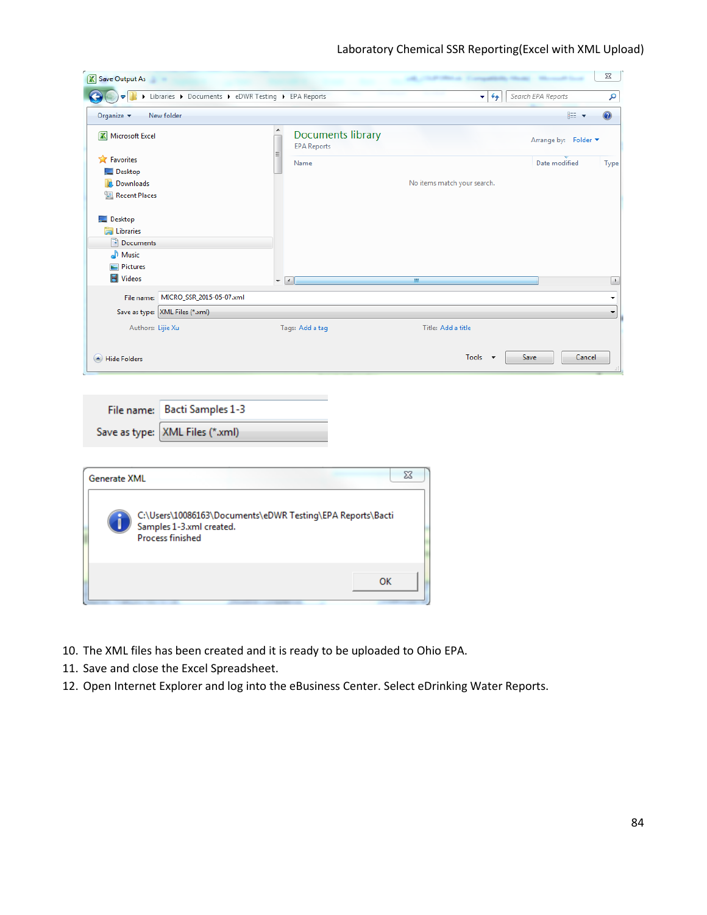Save Output As

Libraries ▸ Documents ▸ eDWR Testing ▸ EPA Reports

Organize ▾ New folder

Microsoft Excel

Favorites
Desktop
Downloads
Recent Places

Desktop
Libraries
Documents
Music
Pictures
Videos

Documents library
EPA Reports

Arrange by: Folder ▾

Name | Date modified | Type

No items match your search.

File name: MICRO_SSR_2015-05-07.xml

Save as type: XML Files (*.xml)

Authors: Lijie Xu Tags: Add a tag Title: Add a title

Hide Folders Tools ▾ Save Cancel

File name: Bacti Samples 1-3

Save as type: XML Files (*.xml)

Generate XML

C:\Users\10086163\Documents\eDWR Testing\EPA Reports\Bacti Samples 1-3.xml created.
Process finished

OK

10. The XML files has been created and it is ready to be uploaded to Ohio EPA.
11. Save and close the Excel Spreadsheet.
12. Open Internet Explorer and log into the eBusiness Center. Select eDrinking Water Reports.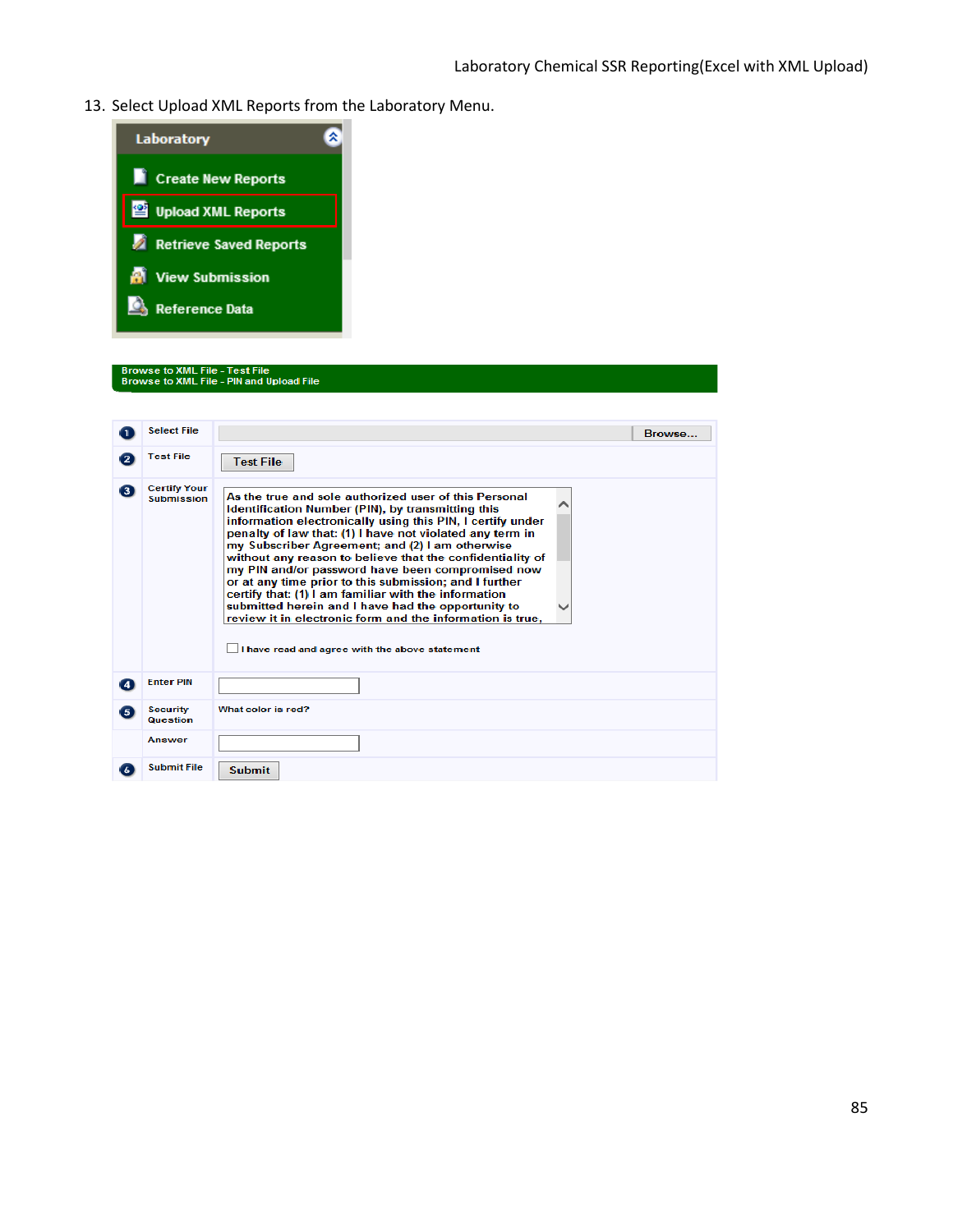13. Select Upload XML Reports from the Laboratory Menu.

**Laboratory**

- Create New Reports
- Upload XML Reports
- Retrieve Saved Reports
- View Submission
- Reference Data

Browse to XML File - Test File
Browse to XML File - PIN and Upload File

| | | |
|---|---|---|
| 1 | Select File | Browse... |
| 2 | Test File | Test File |
| 3 | Certify Your Submission | As the true and sole authorized user of this Personal Identification Number (PIN), by transmitting this information electronically using this PIN, I certify under penalty of law that: (1) I have not violated any term in my Subscriber Agreement; and (2) I am otherwise without any reason to believe that the confidentiality of my PIN and/or password have been compromised now or at any time prior to this submission; and I further certify that: (1) I am familiar with the information submitted herein and I have had the opportunity to review it in electronic form and the information is true, <br><br> I have read and agree with the above statement |
| 4 | Enter PIN | |
| 5 | Security Question | What color is red? |
| | Answer | |
| 6 | Submit File | Submit |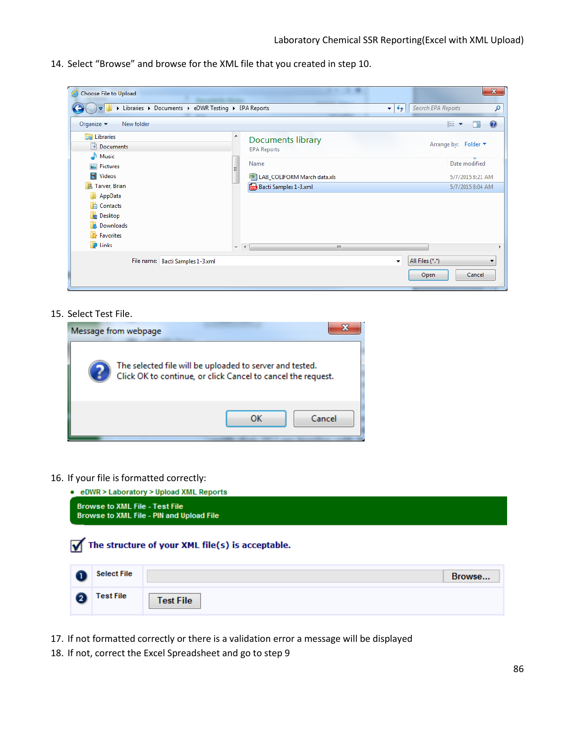14. Select "Browse" and browse for the XML file that you created in step 10.

15. Select Test File.

16. If your file is formatted correctly:

17. If not formatted correctly or there is a validation error a message will be displayed
18. If not, correct the Excel Spreadsheet and go to step 9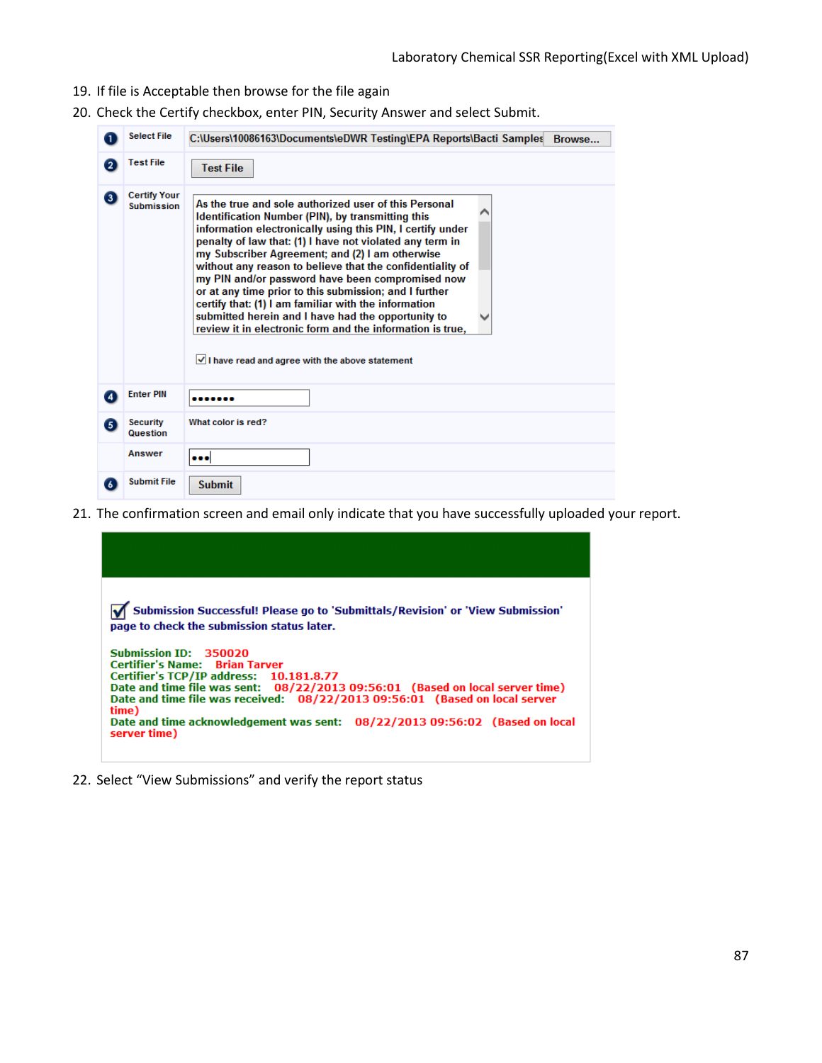19. If file is Acceptable then browse for the file again
20. Check the Certify checkbox, enter PIN, Security Answer and select Submit.

| | | |
|---|---|---|
| 1 | Select File | C:\Users\10086163\Documents\eDWR Testing\EPA Reports\Bacti Samples [Browse...] |
| 2 | Test File | [Test File] |
| 3 | Certify Your Submission | As the true and sole authorized user of this Personal Identification Number (PIN), by transmitting this information electronically using this PIN, I certify under penalty of law that: (1) I have not violated any term in my Subscriber Agreement; and (2) I am otherwise without any reason to believe that the confidentiality of my PIN and/or password have been compromised now or at any time prior to this submission; and I further certify that: (1) I am familiar with the information submitted herein and I have had the opportunity to review it in electronic form and the information is true, ☑ I have read and agree with the above statement |
| 4 | Enter PIN | ••••••• |
| 5 | Security Question | What color is red? |
| | Answer | ••• |
| 6 | Submit File | [Submit] |

21. The confirmation screen and email only indicate that you have successfully uploaded your report.

☑ **Submission Successful! Please go to 'Submittals/Revision' or 'View Submission' page to check the submission status later.**

**Submission ID:** 350020
**Certifier's Name:** Brian Tarver
**Certifier's TCP/IP address:** 10.181.8.77
**Date and time file was sent:** 08/22/2013 09:56:01 (Based on local server time)
**Date and time file was received:** 08/22/2013 09:56:01 (Based on local server time)
**Date and time acknowledgement was sent:** 08/22/2013 09:56:02 (Based on local server time)

22. Select "View Submissions" and verify the report status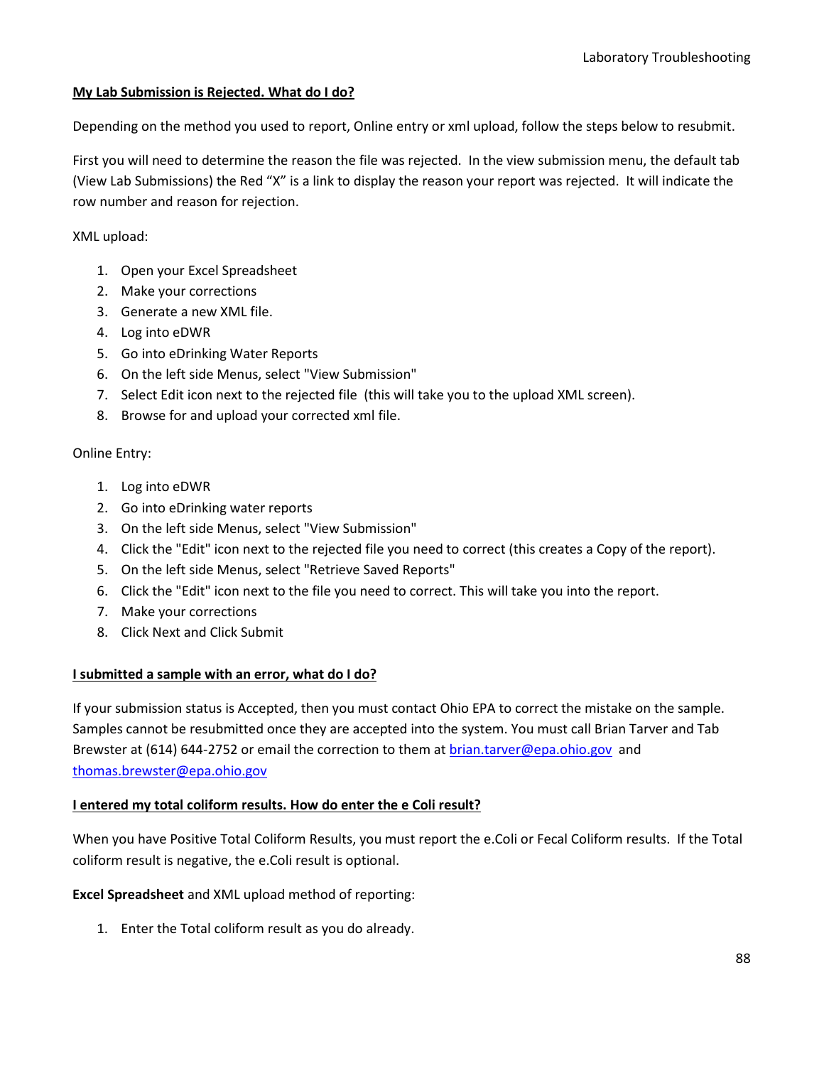**My Lab Submission is Rejected. What do I do?**

Depending on the method you used to report, Online entry or xml upload, follow the steps below to resubmit.

First you will need to determine the reason the file was rejected. In the view submission menu, the default tab (View Lab Submissions) the Red "X" is a link to display the reason your report was rejected. It will indicate the row number and reason for rejection.

XML upload:

1. Open your Excel Spreadsheet
2. Make your corrections
3. Generate a new XML file.
4. Log into eDWR
5. Go into eDrinking Water Reports
6. On the left side Menus, select "View Submission"
7. Select Edit icon next to the rejected file (this will take you to the upload XML screen).
8. Browse for and upload your corrected xml file.

Online Entry:

1. Log into eDWR
2. Go into eDrinking water reports
3. On the left side Menus, select "View Submission"
4. Click the "Edit" icon next to the rejected file you need to correct (this creates a Copy of the report).
5. On the left side Menus, select "Retrieve Saved Reports"
6. Click the "Edit" icon next to the file you need to correct. This will take you into the report.
7. Make your corrections
8. Click Next and Click Submit

**I submitted a sample with an error, what do I do?**

If your submission status is Accepted, then you must contact Ohio EPA to correct the mistake on the sample. Samples cannot be resubmitted once they are accepted into the system. You must call Brian Tarver and Tab Brewster at (614) 644-2752 or email the correction to them at brian.tarver@epa.ohio.gov and thomas.brewster@epa.ohio.gov

**I entered my total coliform results. How do enter the e Coli result?**

When you have Positive Total Coliform Results, you must report the e.Coli or Fecal Coliform results. If the Total coliform result is negative, the e.Coli result is optional.

**Excel Spreadsheet** and XML upload method of reporting:

1. Enter the Total coliform result as you do already.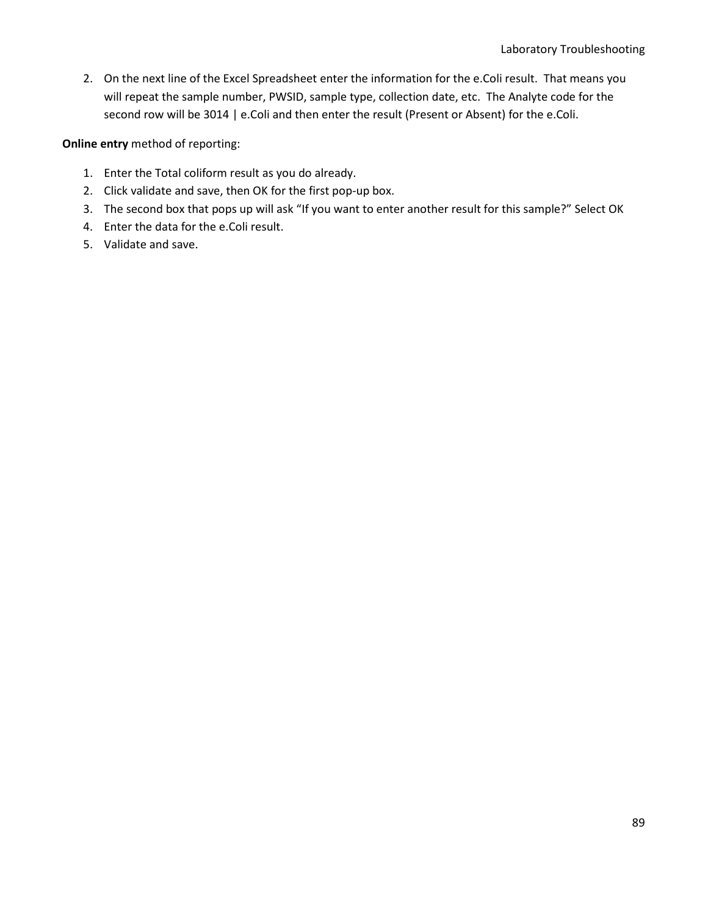2. On the next line of the Excel Spreadsheet enter the information for the e.Coli result. That means you will repeat the sample number, PWSID, sample type, collection date, etc. The Analyte code for the second row will be 3014 | e.Coli and then enter the result (Present or Absent) for the e.Coli.

**Online entry** method of reporting:

1. Enter the Total coliform result as you do already.
2. Click validate and save, then OK for the first pop-up box.
3. The second box that pops up will ask "If you want to enter another result for this sample?" Select OK
4. Enter the data for the e.Coli result.
5. Validate and save.